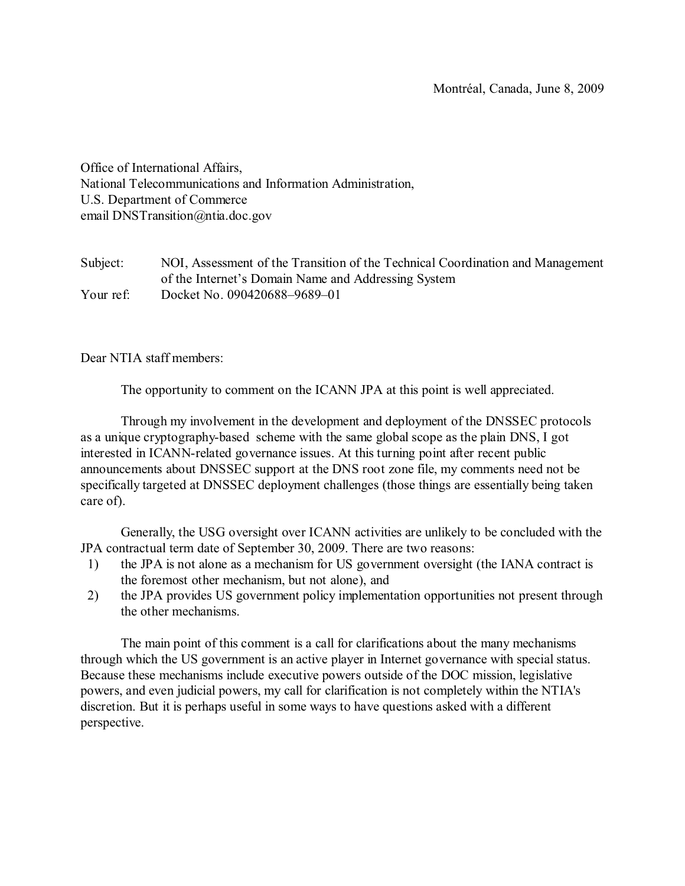Montréal, Canada, June 8, 2009

Office of International Affairs,
National Telecommunications and Information Administration,
U.S. Department of Commerce
email DNSTransition@ntia.doc.gov

Subject: NOI, Assessment of the Transition of the Technical Coordination and Management of the Internet's Domain Name and Addressing System
Your ref: Docket No. 090420688–9689–01

Dear NTIA staff members:

The opportunity to comment on the ICANN JPA at this point is well appreciated.

Through my involvement in the development and deployment of the DNSSEC protocols as a unique cryptography-based scheme with the same global scope as the plain DNS, I got interested in ICANN-related governance issues. At this turning point after recent public announcements about DNSSEC support at the DNS root zone file, my comments need not be specifically targeted at DNSSEC deployment challenges (those things are essentially being taken care of).

Generally, the USG oversight over ICANN activities are unlikely to be concluded with the JPA contractual term date of September 30, 2009. There are two reasons:

1) the JPA is not alone as a mechanism for US government oversight (the IANA contract is the foremost other mechanism, but not alone), and
2) the JPA provides US government policy implementation opportunities not present through the other mechanisms.

The main point of this comment is a call for clarifications about the many mechanisms through which the US government is an active player in Internet governance with special status. Because these mechanisms include executive powers outside of the DOC mission, legislative powers, and even judicial powers, my call for clarification is not completely within the NTIA's discretion. But it is perhaps useful in some ways to have questions asked with a different perspective.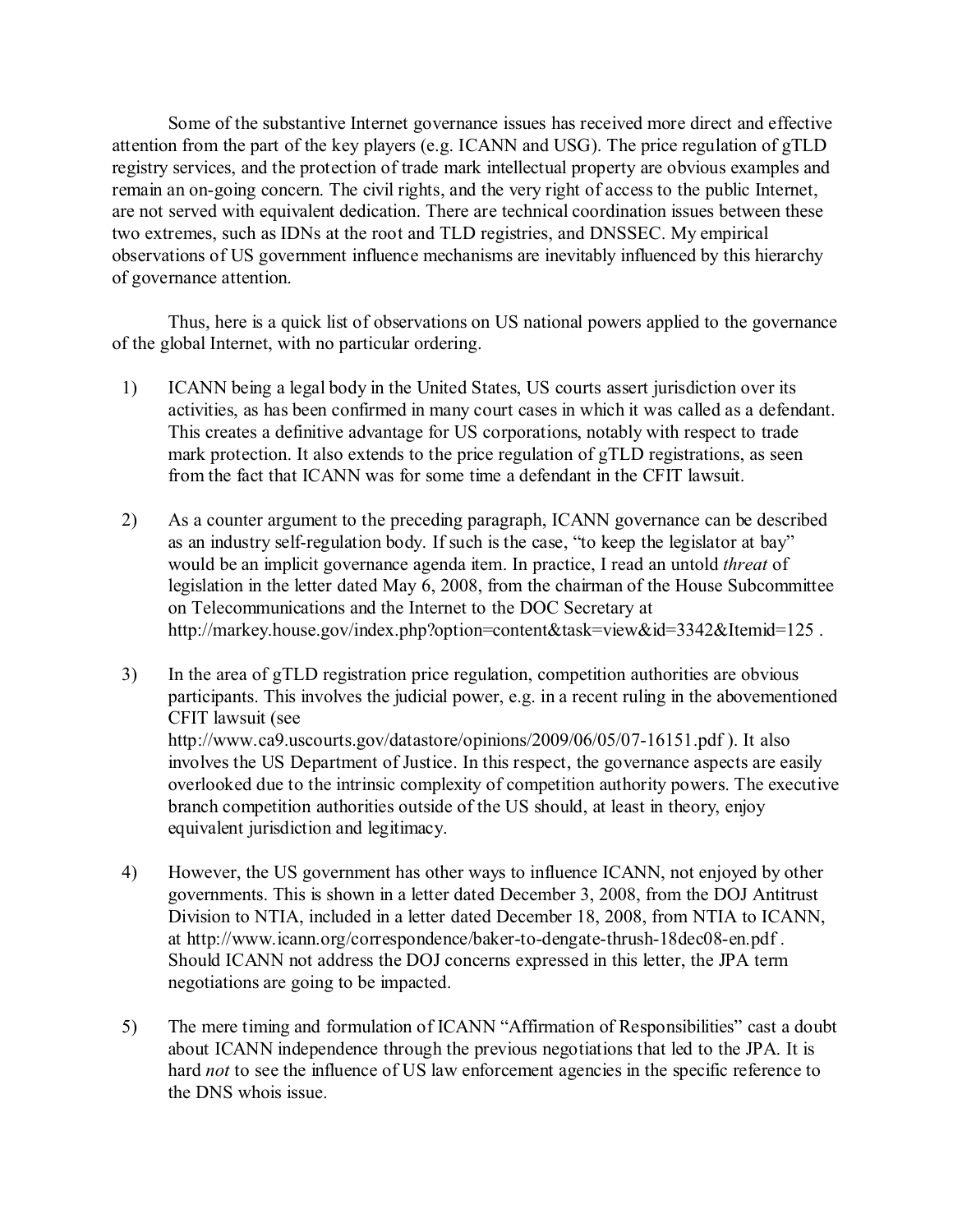Some of the substantive Internet governance issues has received more direct and effective attention from the part of the key players (e.g. ICANN and USG). The price regulation of gTLD registry services, and the protection of trade mark intellectual property are obvious examples and remain an on-going concern. The civil rights, and the very right of access to the public Internet, are not served with equivalent dedication. There are technical coordination issues between these two extremes, such as IDNs at the root and TLD registries, and DNSSEC. My empirical observations of US government influence mechanisms are inevitably influenced by this hierarchy of governance attention.

Thus, here is a quick list of observations on US national powers applied to the governance of the global Internet, with no particular ordering.

1) ICANN being a legal body in the United States, US courts assert jurisdiction over its activities, as has been confirmed in many court cases in which it was called as a defendant. This creates a definitive advantage for US corporations, notably with respect to trade mark protection. It also extends to the price regulation of gTLD registrations, as seen from the fact that ICANN was for some time a defendant in the CFIT lawsuit.

2) As a counter argument to the preceding paragraph, ICANN governance can be described as an industry self-regulation body. If such is the case, "to keep the legislator at bay" would be an implicit governance agenda item. In practice, I read an untold *threat* of legislation in the letter dated May 6, 2008, from the chairman of the House Subcommittee on Telecommunications and the Internet to the DOC Secretary at http://markey.house.gov/index.php?option=content&task=view&id=3342&Itemid=125 .

3) In the area of gTLD registration price regulation, competition authorities are obvious participants. This involves the judicial power, e.g. in a recent ruling in the abovementioned CFIT lawsuit (see http://www.ca9.uscourts.gov/datastore/opinions/2009/06/05/07-16151.pdf ). It also involves the US Department of Justice. In this respect, the governance aspects are easily overlooked due to the intrinsic complexity of competition authority powers. The executive branch competition authorities outside of the US should, at least in theory, enjoy equivalent jurisdiction and legitimacy.

4) However, the US government has other ways to influence ICANN, not enjoyed by other governments. This is shown in a letter dated December 3, 2008, from the DOJ Antitrust Division to NTIA, included in a letter dated December 18, 2008, from NTIA to ICANN, at http://www.icann.org/correspondence/baker-to-dengate-thrush-18dec08-en.pdf . Should ICANN not address the DOJ concerns expressed in this letter, the JPA term negotiations are going to be impacted.

5) The mere timing and formulation of ICANN "Affirmation of Responsibilities" cast a doubt about ICANN independence through the previous negotiations that led to the JPA. It is hard *not* to see the influence of US law enforcement agencies in the specific reference to the DNS whois issue.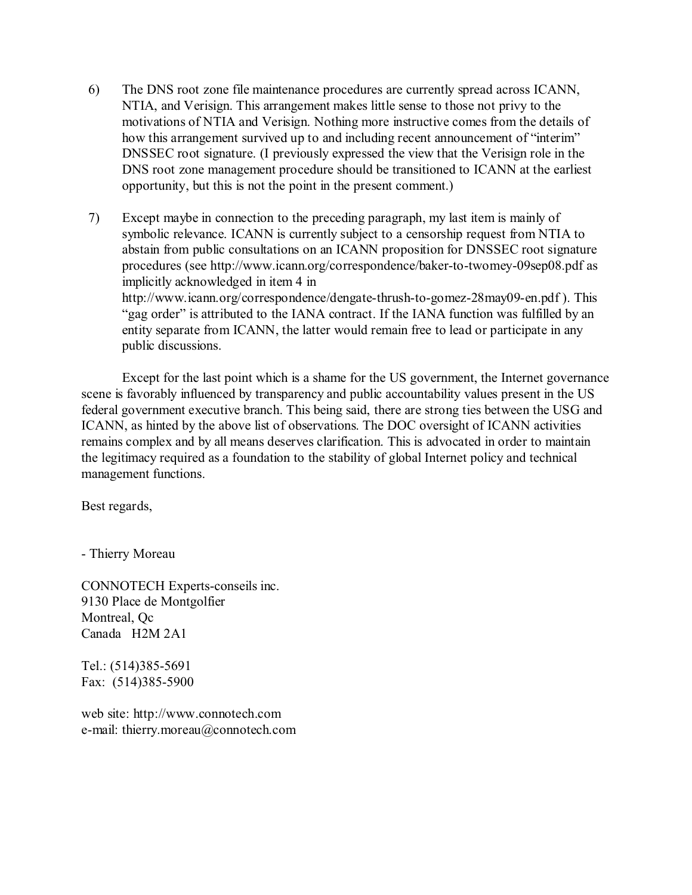6) The DNS root zone file maintenance procedures are currently spread across ICANN, NTIA, and Verisign. This arrangement makes little sense to those not privy to the motivations of NTIA and Verisign. Nothing more instructive comes from the details of how this arrangement survived up to and including recent announcement of "interim" DNSSEC root signature. (I previously expressed the view that the Verisign role in the DNS root zone management procedure should be transitioned to ICANN at the earliest opportunity, but this is not the point in the present comment.)

7) Except maybe in connection to the preceding paragraph, my last item is mainly of symbolic relevance. ICANN is currently subject to a censorship request from NTIA to abstain from public consultations on an ICANN proposition for DNSSEC root signature procedures (see http://www.icann.org/correspondence/baker-to-twomey-09sep08.pdf as implicitly acknowledged in item 4 in http://www.icann.org/correspondence/dengate-thrush-to-gomez-28may09-en.pdf ). This "gag order" is attributed to the IANA contract. If the IANA function was fulfilled by an entity separate from ICANN, the latter would remain free to lead or participate in any public discussions.

Except for the last point which is a shame for the US government, the Internet governance scene is favorably influenced by transparency and public accountability values present in the US federal government executive branch. This being said, there are strong ties between the USG and ICANN, as hinted by the above list of observations. The DOC oversight of ICANN activities remains complex and by all means deserves clarification. This is advocated in order to maintain the legitimacy required as a foundation to the stability of global Internet policy and technical management functions.

Best regards,

- Thierry Moreau

CONNOTECH Experts-conseils inc.
9130 Place de Montgolfier
Montreal, Qc
Canada H2M 2A1

Tel.: (514)385-5691
Fax: (514)385-5900

web site: http://www.connotech.com
e-mail: thierry.moreau@connotech.com